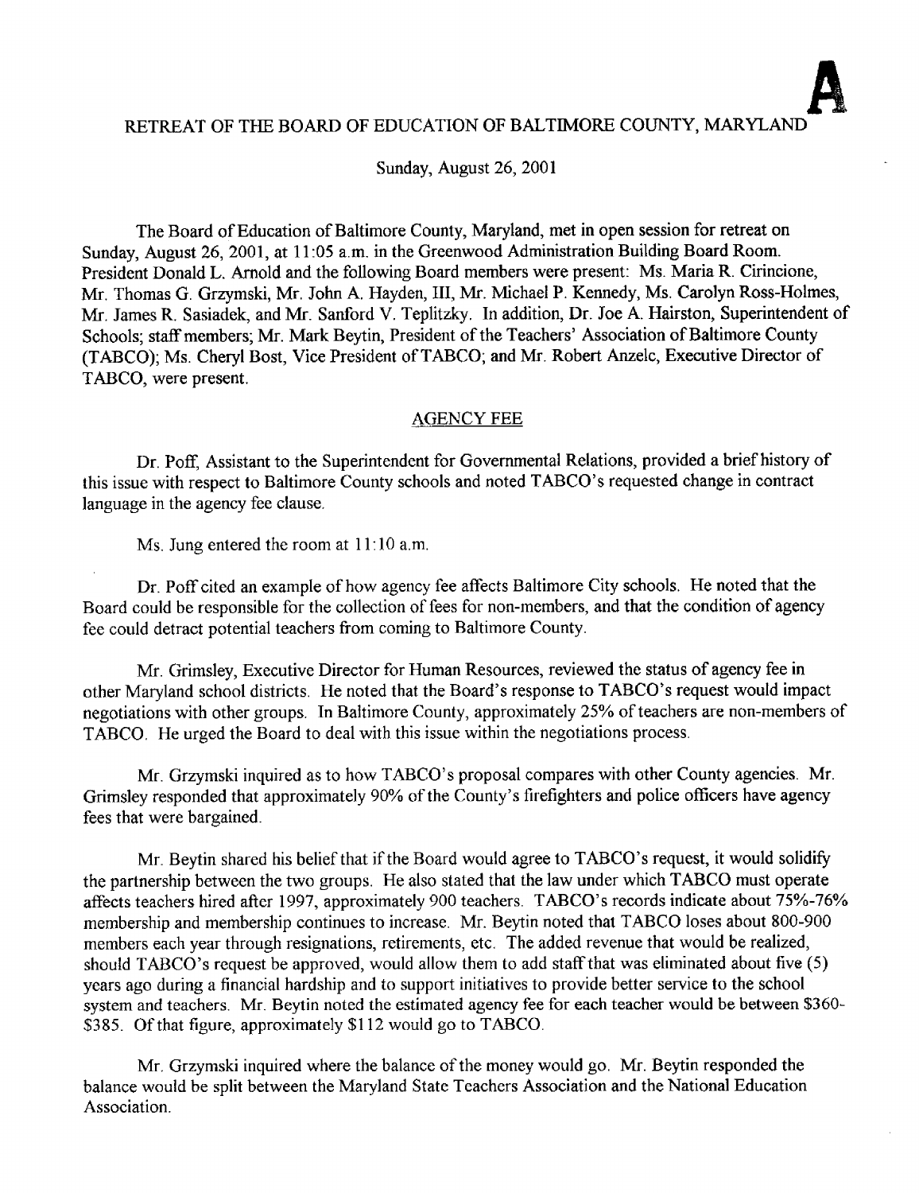**A**

# RETREAT OF THE BOARD OF EDUCATION OF BALTIMORE COUNTY, MARYLAND

Sunday, August 26, 2001

The Board of Education of Baltimore County, Maryland, met in open session for retreat on Sunday, August 26, 2001, at 11:05 a.m. in the Greenwood Administration Building Board Room. President Donald L. Arnold and the following Board members were present: Ms. Maria R. Cirincione, Mr. Thomas G. Grzymski, Mr. John A. Hayden, III, Mr. Michael P. Kennedy, Ms. Carolyn Ross-Holmes, Mr. James R. Sasiadek, and Mr. Sanford V. Teplitzky. In addition, Dr. Joe A. Hairston, Superintendent of Schools; staff members; Mr. Mark Beytin, President of the Teachers' Association of Baltimore County (TABCO); Ms. Cheryl Bost, Vice President of TABCO; and Mr. Robert Anzelc, Executive Director of TABCO, were present.

## AGENCY FEE

Dr. Poff, Assistant to the Superintendent for Governmental Relations, provided a brief history of this issue with respect to Baltimore County schools and noted TABCO's requested change in contract language in the agency fee clause.

Ms. Jung entered the room at 11:10 a.m.

Dr. Poff cited an example of how agency fee affects Baltimore City schools. He noted that the Board could be responsible for the collection of fees for non-members, and that the condition of agency fee could detract potential teachers from coming to Baltimore County.

Mr. Grimsley, Executive Director for Human Resources, reviewed the status of agency fee in other Maryland school districts. He noted that the Board's response to TABCO's request would impact negotiations with other groups. In Baltimore County, approximately 25% of teachers are non-members of TABCO. He urged the Board to deal with this issue within the negotiations process.

Mr. Grzymski inquired as to how TABCO's proposal compares with other County agencies. Mr. Grimsley responded that approximately 90% of the County's firefighters and police officers have agency fees that were bargained.

Mr. Beytin shared his belief that if the Board would agree to TABCO's request, it would solidify the partnership between the two groups. He also stated that the law under which TABCO must operate affects teachers hired after 1997, approximately 900 teachers. TABCO's records indicate about 75%-76% membership and membership continues to increase. Mr. Beytin noted that TABCO loses about 800-900 members each year through resignations, retirements, etc. The added revenue that would be realized, should TABCO's request be approved, would allow them to add staff that was eliminated about five (5) years ago during a financial hardship and to support initiatives to provide better service to the school system and teachers. Mr. Beytin noted the estimated agency fee for each teacher would be between $360-$385. Of that figure, approximately $112 would go to TABCO.

Mr. Grzymski inquired where the balance of the money would go. Mr. Beytin responded the balance would be split between the Maryland State Teachers Association and the National Education Association.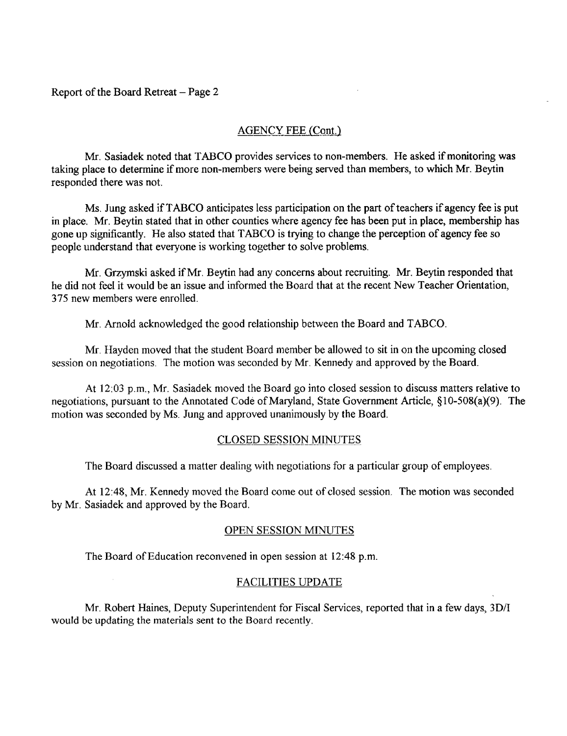## AGENCY FEE (Cont.)

Mr. Sasiadek noted that TABCO provides services to non-members. He asked if monitoring was taking place to determine if more non-members were being served than members, to which Mr. Beytin responded there was not.

Ms. Jung asked if TABCO anticipates less participation on the part of teachers if agency fee is put in place. Mr. Beytin stated that in other counties where agency fee has been put in place, membership has gone up significantly. He also stated that TABCO is trying to change the perception of agency fee so people understand that everyone is working together to solve problems.

Mr. Grzymski asked if Mr. Beytin had any concerns about recruiting. Mr. Beytin responded that he did not feel it would be an issue and informed the Board that at the recent New Teacher Orientation, 375 new members were enrolled.

Mr. Arnold acknowledged the good relationship between the Board and TABCO.

Mr. Hayden moved that the student Board member be allowed to sit in on the upcoming closed session on negotiations. The motion was seconded by Mr. Kennedy and approved by the Board.

At 12:03 p.m., Mr. Sasiadek moved the Board go into closed session to discuss matters relative to negotiations, pursuant to the Annotated Code of Maryland, State Government Article, §10-508(a)(9). The motion was seconded by Ms. Jung and approved unanimously by the Board.

## CLOSED SESSION MINUTES

The Board discussed a matter dealing with negotiations for a particular group of employees.

At 12:48, Mr. Kennedy moved the Board come out of closed session. The motion was seconded by Mr. Sasiadek and approved by the Board.

## OPEN SESSION MINUTES

The Board of Education reconvened in open session at 12:48 p.m.

## FACILITIES UPDATE

Mr. Robert Haines, Deputy Superintendent for Fiscal Services, reported that in a few days, 3D/I would be updating the materials sent to the Board recently.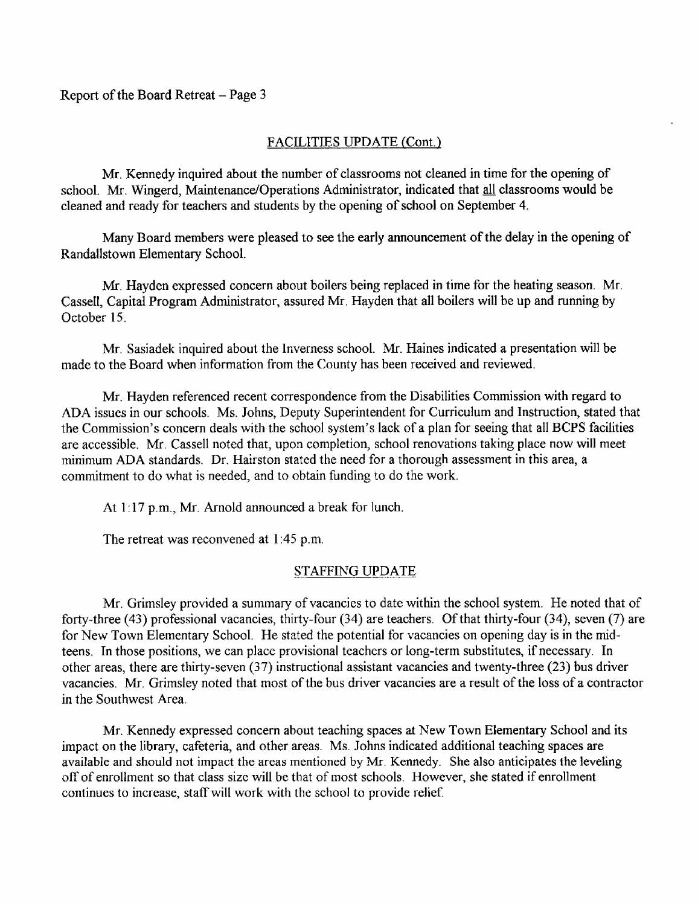Report of the Board Retreat – Page 3

## FACILITIES UPDATE (Cont.)

Mr. Kennedy inquired about the number of classrooms not cleaned in time for the opening of school. Mr. Wingerd, Maintenance/Operations Administrator, indicated that all classrooms would be cleaned and ready for teachers and students by the opening of school on September 4.

Many Board members were pleased to see the early announcement of the delay in the opening of Randallstown Elementary School.

Mr. Hayden expressed concern about boilers being replaced in time for the heating season. Mr. Cassell, Capital Program Administrator, assured Mr. Hayden that all boilers will be up and running by October 15.

Mr. Sasiadek inquired about the Inverness school. Mr. Haines indicated a presentation will be made to the Board when information from the County has been received and reviewed.

Mr. Hayden referenced recent correspondence from the Disabilities Commission with regard to ADA issues in our schools. Ms. Johns, Deputy Superintendent for Curriculum and Instruction, stated that the Commission's concern deals with the school system's lack of a plan for seeing that all BCPS facilities are accessible. Mr. Cassell noted that, upon completion, school renovations taking place now will meet minimum ADA standards. Dr. Hairston stated the need for a thorough assessment in this area, a commitment to do what is needed, and to obtain funding to do the work.

At 1:17 p.m., Mr. Arnold announced a break for lunch.

The retreat was reconvened at 1:45 p.m.

## STAFFING UPDATE

Mr. Grimsley provided a summary of vacancies to date within the school system. He noted that of forty-three (43) professional vacancies, thirty-four (34) are teachers. Of that thirty-four (34), seven (7) are for New Town Elementary School. He stated the potential for vacancies on opening day is in the mid-teens. In those positions, we can place provisional teachers or long-term substitutes, if necessary. In other areas, there are thirty-seven (37) instructional assistant vacancies and twenty-three (23) bus driver vacancies. Mr. Grimsley noted that most of the bus driver vacancies are a result of the loss of a contractor in the Southwest Area.

Mr. Kennedy expressed concern about teaching spaces at New Town Elementary School and its impact on the library, cafeteria, and other areas. Ms. Johns indicated additional teaching spaces are available and should not impact the areas mentioned by Mr. Kennedy. She also anticipates the leveling off of enrollment so that class size will be that of most schools. However, she stated if enrollment continues to increase, staff will work with the school to provide relief.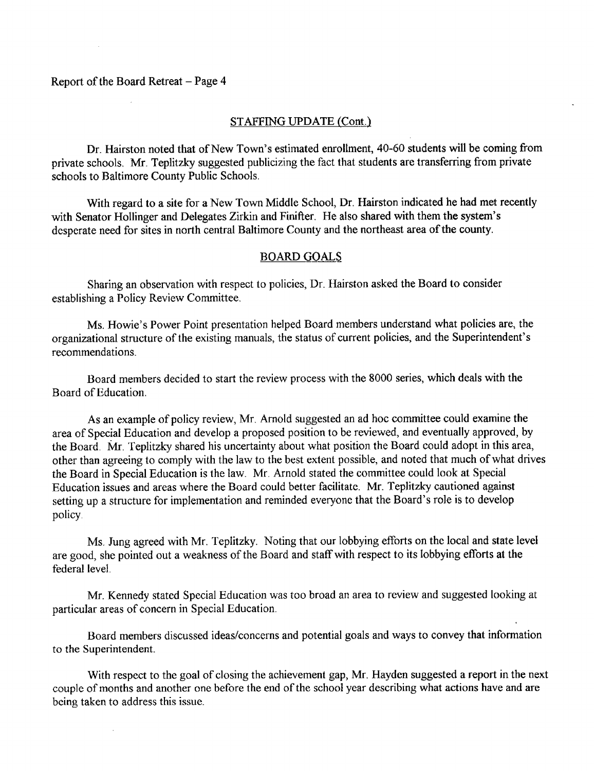## STAFFING UPDATE (Cont.)

Dr. Hairston noted that of New Town's estimated enrollment, 40-60 students will be coming from private schools. Mr. Teplitzky suggested publicizing the fact that students are transferring from private schools to Baltimore County Public Schools.

With regard to a site for a New Town Middle School, Dr. Hairston indicated he had met recently with Senator Hollinger and Delegates Zirkin and Finifter. He also shared with them the system's desperate need for sites in north central Baltimore County and the northeast area of the county.

## BOARD GOALS

Sharing an observation with respect to policies, Dr. Hairston asked the Board to consider establishing a Policy Review Committee.

Ms. Howie's Power Point presentation helped Board members understand what policies are, the organizational structure of the existing manuals, the status of current policies, and the Superintendent's recommendations.

Board members decided to start the review process with the 8000 series, which deals with the Board of Education.

As an example of policy review, Mr. Arnold suggested an ad hoc committee could examine the area of Special Education and develop a proposed position to be reviewed, and eventually approved, by the Board. Mr. Teplitzky shared his uncertainty about what position the Board could adopt in this area, other than agreeing to comply with the law to the best extent possible, and noted that much of what drives the Board in Special Education is the law. Mr. Arnold stated the committee could look at Special Education issues and areas where the Board could better facilitate. Mr. Teplitzky cautioned against setting up a structure for implementation and reminded everyone that the Board's role is to develop policy.

Ms. Jung agreed with Mr. Teplitzky. Noting that our lobbying efforts on the local and state level are good, she pointed out a weakness of the Board and staff with respect to its lobbying efforts at the federal level.

Mr. Kennedy stated Special Education was too broad an area to review and suggested looking at particular areas of concern in Special Education.

Board members discussed ideas/concerns and potential goals and ways to convey that information to the Superintendent.

With respect to the goal of closing the achievement gap, Mr. Hayden suggested a report in the next couple of months and another one before the end of the school year describing what actions have and are being taken to address this issue.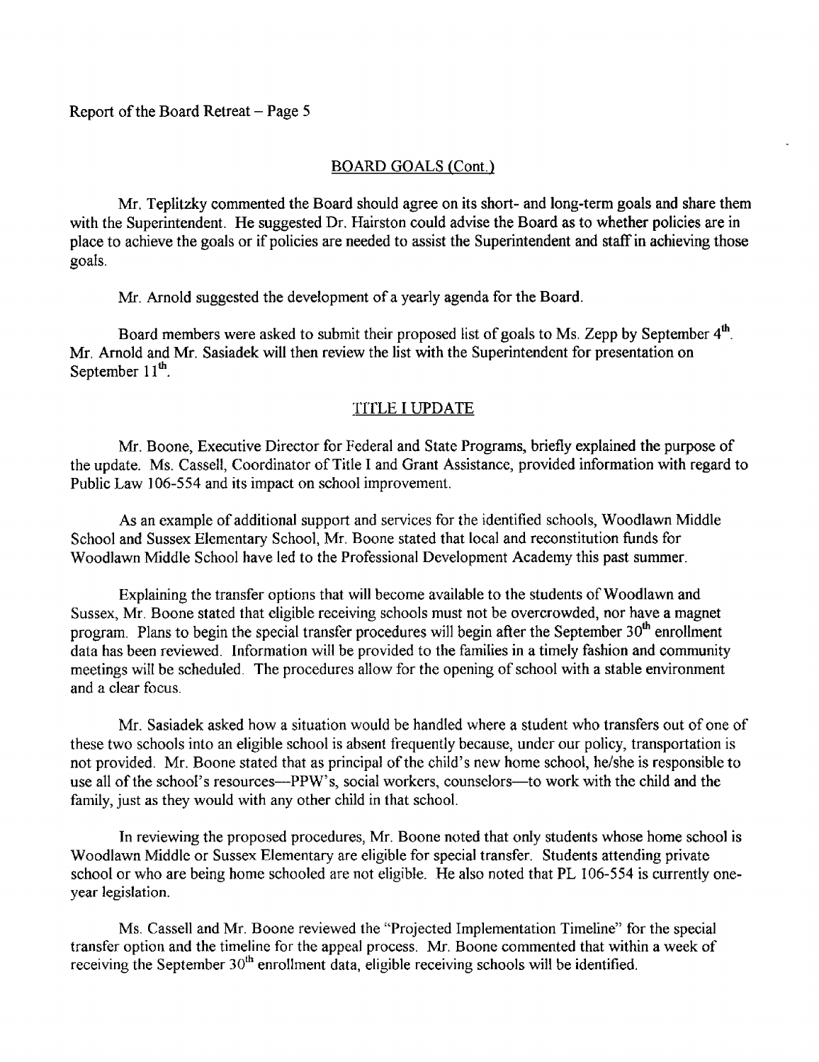## BOARD GOALS (Cont.)

Mr. Teplitzky commented the Board should agree on its short- and long-term goals and share them with the Superintendent. He suggested Dr. Hairston could advise the Board as to whether policies are in place to achieve the goals or if policies are needed to assist the Superintendent and staff in achieving those goals.

Mr. Arnold suggested the development of a yearly agenda for the Board.

Board members were asked to submit their proposed list of goals to Ms. Zepp by September 4th. Mr. Arnold and Mr. Sasiadek will then review the list with the Superintendent for presentation on September 11th.

## TITLE I UPDATE

Mr. Boone, Executive Director for Federal and State Programs, briefly explained the purpose of the update. Ms. Cassell, Coordinator of Title I and Grant Assistance, provided information with regard to Public Law 106-554 and its impact on school improvement.

As an example of additional support and services for the identified schools, Woodlawn Middle School and Sussex Elementary School, Mr. Boone stated that local and reconstitution funds for Woodlawn Middle School have led to the Professional Development Academy this past summer.

Explaining the transfer options that will become available to the students of Woodlawn and Sussex, Mr. Boone stated that eligible receiving schools must not be overcrowded, nor have a magnet program. Plans to begin the special transfer procedures will begin after the September 30th enrollment data has been reviewed. Information will be provided to the families in a timely fashion and community meetings will be scheduled. The procedures allow for the opening of school with a stable environment and a clear focus.

Mr. Sasiadek asked how a situation would be handled where a student who transfers out of one of these two schools into an eligible school is absent frequently because, under our policy, transportation is not provided. Mr. Boone stated that as principal of the child's new home school, he/she is responsible to use all of the school's resources—PPW's, social workers, counselors—to work with the child and the family, just as they would with any other child in that school.

In reviewing the proposed procedures, Mr. Boone noted that only students whose home school is Woodlawn Middle or Sussex Elementary are eligible for special transfer. Students attending private school or who are being home schooled are not eligible. He also noted that PL 106-554 is currently one-year legislation.

Ms. Cassell and Mr. Boone reviewed the "Projected Implementation Timeline" for the special transfer option and the timeline for the appeal process. Mr. Boone commented that within a week of receiving the September 30th enrollment data, eligible receiving schools will be identified.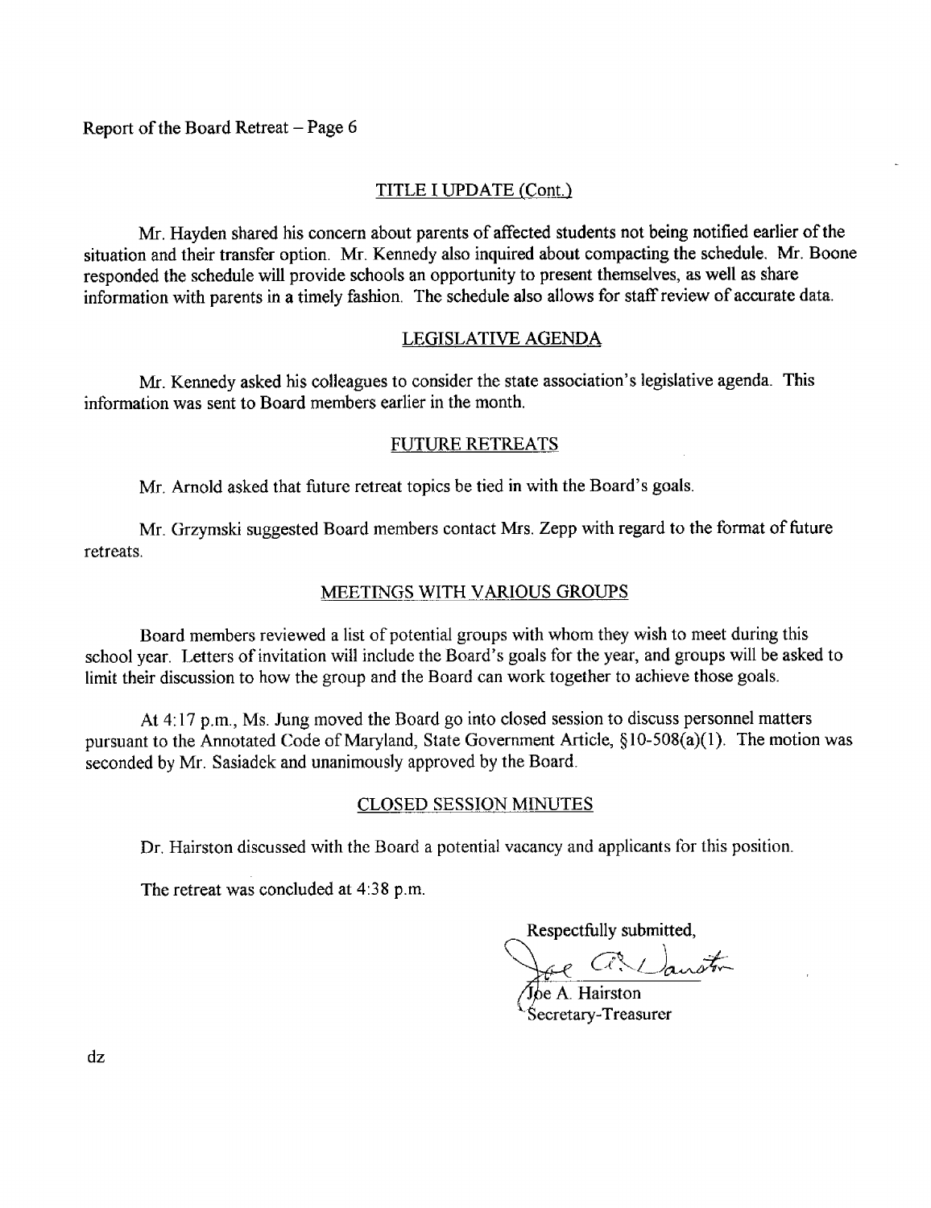Report of the Board Retreat – Page 6

## TITLE I UPDATE (Cont.)

Mr. Hayden shared his concern about parents of affected students not being notified earlier of the situation and their transfer option. Mr. Kennedy also inquired about compacting the schedule. Mr. Boone responded the schedule will provide schools an opportunity to present themselves, as well as share information with parents in a timely fashion. The schedule also allows for staff review of accurate data.

## LEGISLATIVE AGENDA

Mr. Kennedy asked his colleagues to consider the state association's legislative agenda. This information was sent to Board members earlier in the month.

## FUTURE RETREATS

Mr. Arnold asked that future retreat topics be tied in with the Board's goals.

Mr. Grzymski suggested Board members contact Mrs. Zepp with regard to the format of future retreats.

## MEETINGS WITH VARIOUS GROUPS

Board members reviewed a list of potential groups with whom they wish to meet during this school year. Letters of invitation will include the Board's goals for the year, and groups will be asked to limit their discussion to how the group and the Board can work together to achieve those goals.

At 4:17 p.m., Ms. Jung moved the Board go into closed session to discuss personnel matters pursuant to the Annotated Code of Maryland, State Government Article, §10-508(a)(1). The motion was seconded by Mr. Sasiadek and unanimously approved by the Board.

## CLOSED SESSION MINUTES

Dr. Hairston discussed with the Board a potential vacancy and applicants for this position.

The retreat was concluded at 4:38 p.m.

Respectfully submitted,

Joe A. Hairston
Secretary-Treasurer

dz